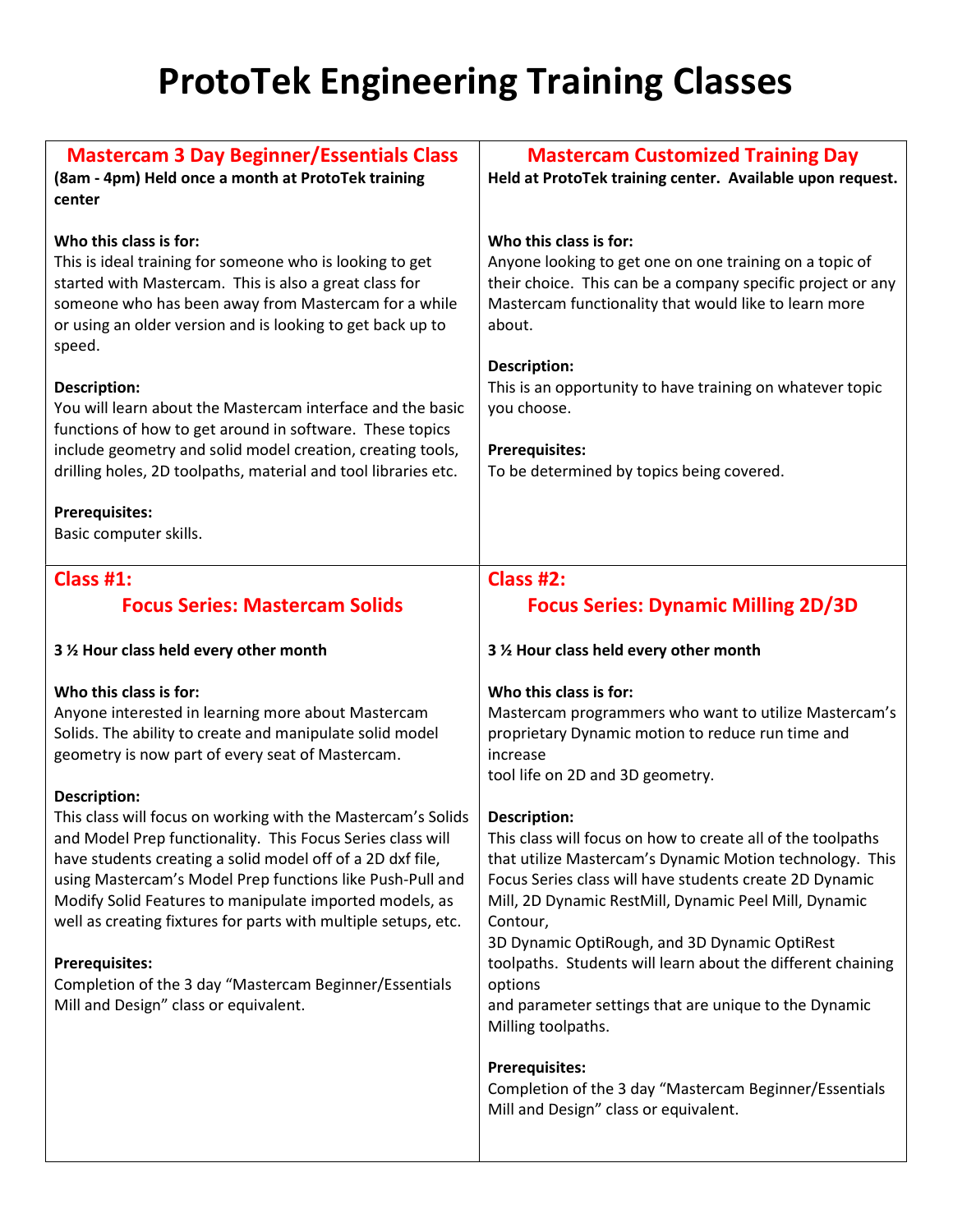# ProtoTek Engineering Training Classes

## Mastercam 3 Day Beginner/Essentials Class

**(8am - 4pm) Held once a month at ProtoTek training center**

**Who this class is for:**
This is ideal training for someone who is looking to get started with Mastercam. This is also a great class for someone who has been away from Mastercam for a while or using an older version and is looking to get back up to speed.

**Description:**
You will learn about the Mastercam interface and the basic functions of how to get around in software. These topics include geometry and solid model creation, creating tools, drilling holes, 2D toolpaths, material and tool libraries etc.

**Prerequisites:**
Basic computer skills.

## Mastercam Customized Training Day

**Held at ProtoTek training center. Available upon request.**

**Who this class is for:**
Anyone looking to get one on one training on a topic of their choice. This can be a company specific project or any Mastercam functionality that would like to learn more about.

**Description:**
This is an opportunity to have training on whatever topic you choose.

**Prerequisites:**
To be determined by topics being covered.

## Class #1: Focus Series: Mastercam Solids

**3 ½ Hour class held every other month**

**Who this class is for:**
Anyone interested in learning more about Mastercam Solids. The ability to create and manipulate solid model geometry is now part of every seat of Mastercam.

**Description:**
This class will focus on working with the Mastercam's Solids and Model Prep functionality. This Focus Series class will have students creating a solid model off of a 2D dxf file, using Mastercam's Model Prep functions like Push-Pull and Modify Solid Features to manipulate imported models, as well as creating fixtures for parts with multiple setups, etc.

**Prerequisites:**
Completion of the 3 day "Mastercam Beginner/Essentials Mill and Design" class or equivalent.

## Class #2: Focus Series: Dynamic Milling 2D/3D

**3 ½ Hour class held every other month**

**Who this class is for:**
Mastercam programmers who want to utilize Mastercam's proprietary Dynamic motion to reduce run time and increase tool life on 2D and 3D geometry.

**Description:**
This class will focus on how to create all of the toolpaths that utilize Mastercam's Dynamic Motion technology. This Focus Series class will have students create 2D Dynamic Mill, 2D Dynamic RestMill, Dynamic Peel Mill, Dynamic Contour, 3D Dynamic OptiRough, and 3D Dynamic OptiRest toolpaths. Students will learn about the different chaining options and parameter settings that are unique to the Dynamic Milling toolpaths.

**Prerequisites:**
Completion of the 3 day "Mastercam Beginner/Essentials Mill and Design" class or equivalent.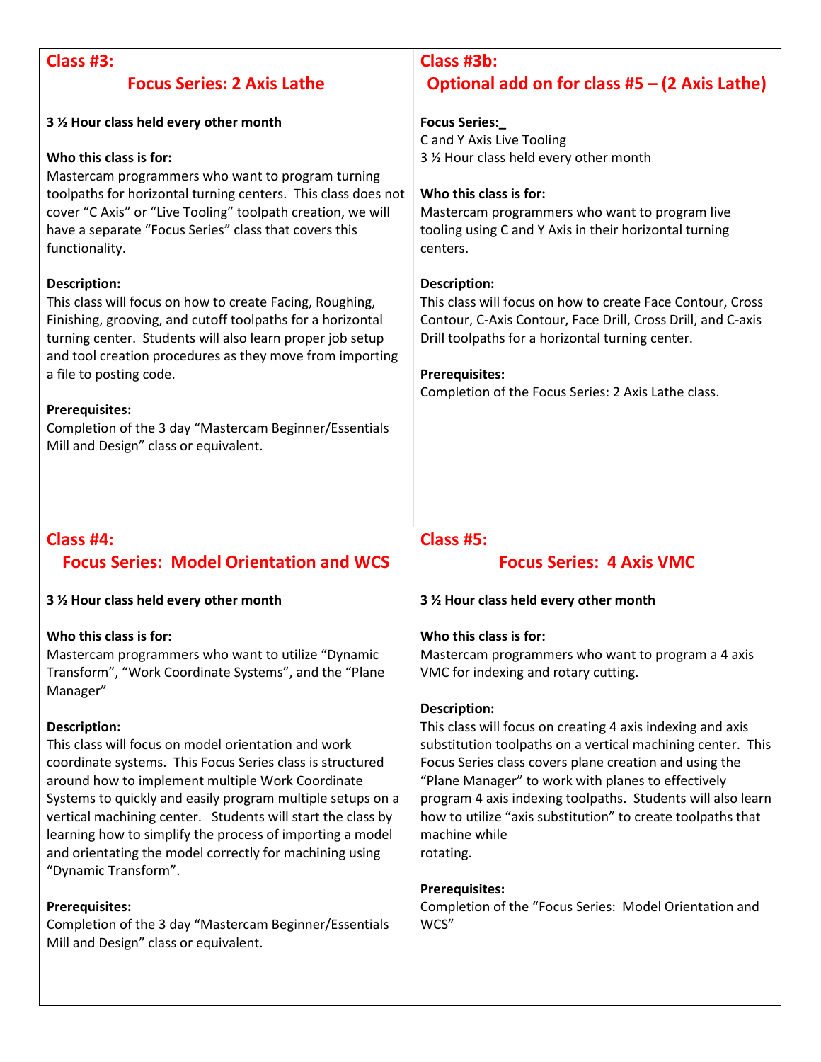## Class #3:
## Focus Series: 2 Axis Lathe

**3 ½ Hour class held every other month**

**Who this class is for:**
Mastercam programmers who want to program turning toolpaths for horizontal turning centers. This class does not cover "C Axis" or "Live Tooling" toolpath creation, we will have a separate "Focus Series" class that covers this functionality.

**Description:**
This class will focus on how to create Facing, Roughing, Finishing, grooving, and cutoff toolpaths for a horizontal turning center. Students will also learn proper job setup and tool creation procedures as they move from importing a file to posting code.

**Prerequisites:**
Completion of the 3 day "Mastercam Beginner/Essentials Mill and Design" class or equivalent.

## Class #3b:
## Optional add on for class #5 – (2 Axis Lathe)

**Focus Series:_**
C and Y Axis Live Tooling
3 ½ Hour class held every other month

**Who this class is for:**
Mastercam programmers who want to program live tooling using C and Y Axis in their horizontal turning centers.

**Description:**
This class will focus on how to create Face Contour, Cross Contour, C-Axis Contour, Face Drill, Cross Drill, and C-axis Drill toolpaths for a horizontal turning center.

**Prerequisites:**
Completion of the Focus Series: 2 Axis Lathe class.

## Class #4:
## Focus Series: Model Orientation and WCS

**3 ½ Hour class held every other month**

**Who this class is for:**
Mastercam programmers who want to utilize "Dynamic Transform", "Work Coordinate Systems", and the "Plane Manager"

**Description:**
This class will focus on model orientation and work coordinate systems. This Focus Series class is structured around how to implement multiple Work Coordinate Systems to quickly and easily program multiple setups on a vertical machining center. Students will start the class by learning how to simplify the process of importing a model and orientating the model correctly for machining using "Dynamic Transform".

**Prerequisites:**
Completion of the 3 day "Mastercam Beginner/Essentials Mill and Design" class or equivalent.

## Class #5:
## Focus Series: 4 Axis VMC

**3 ½ Hour class held every other month**

**Who this class is for:**
Mastercam programmers who want to program a 4 axis VMC for indexing and rotary cutting.

**Description:**
This class will focus on creating 4 axis indexing and axis substitution toolpaths on a vertical machining center. This Focus Series class covers plane creation and using the "Plane Manager" to work with planes to effectively program 4 axis indexing toolpaths. Students will also learn how to utilize "axis substitution" to create toolpaths that machine while rotating.

**Prerequisites:**
Completion of the "Focus Series: Model Orientation and WCS"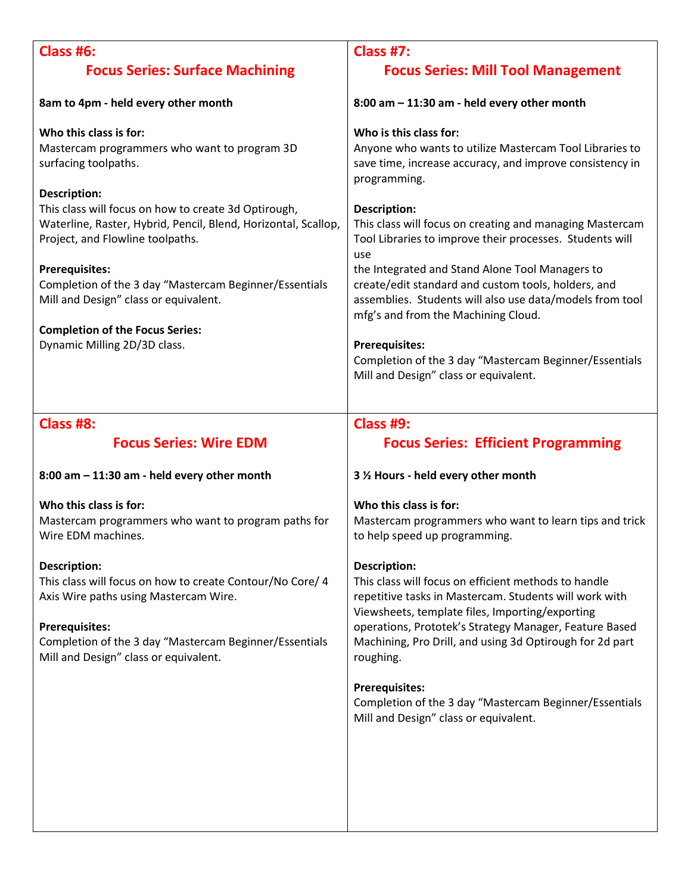## Class #6:

### Focus Series: Surface Machining

**8am to 4pm - held every other month**

**Who this class is for:**
Mastercam programmers who want to program 3D surfacing toolpaths.

**Description:**
This class will focus on how to create 3d Optirough, Waterline, Raster, Hybrid, Pencil, Blend, Horizontal, Scallop, Project, and Flowline toolpaths.

**Prerequisites:**
Completion of the 3 day "Mastercam Beginner/Essentials Mill and Design" class or equivalent.

**Completion of the Focus Series:**
Dynamic Milling 2D/3D class.

## Class #7:

### Focus Series: Mill Tool Management

**8:00 am – 11:30 am - held every other month**

**Who is this class for:**
Anyone who wants to utilize Mastercam Tool Libraries to save time, increase accuracy, and improve consistency in programming.

**Description:**
This class will focus on creating and managing Mastercam Tool Libraries to improve their processes. Students will use the Integrated and Stand Alone Tool Managers to create/edit standard and custom tools, holders, and assemblies. Students will also use data/models from tool mfg's and from the Machining Cloud.

**Prerequisites:**
Completion of the 3 day "Mastercam Beginner/Essentials Mill and Design" class or equivalent.

## Class #8:

### Focus Series: Wire EDM

**8:00 am – 11:30 am - held every other month**

**Who this class is for:**
Mastercam programmers who want to program paths for Wire EDM machines.

**Description:**
This class will focus on how to create Contour/No Core/ 4 Axis Wire paths using Mastercam Wire.

**Prerequisites:**
Completion of the 3 day "Mastercam Beginner/Essentials Mill and Design" class or equivalent.

## Class #9:

### Focus Series: Efficient Programming

**3 ½ Hours - held every other month**

**Who this class is for:**
Mastercam programmers who want to learn tips and trick to help speed up programming.

**Description:**
This class will focus on efficient methods to handle repetitive tasks in Mastercam. Students will work with Viewsheets, template files, Importing/exporting operations, Prototek's Strategy Manager, Feature Based Machining, Pro Drill, and using 3d Optirough for 2d part roughing.

**Prerequisites:**
Completion of the 3 day "Mastercam Beginner/Essentials Mill and Design" class or equivalent.